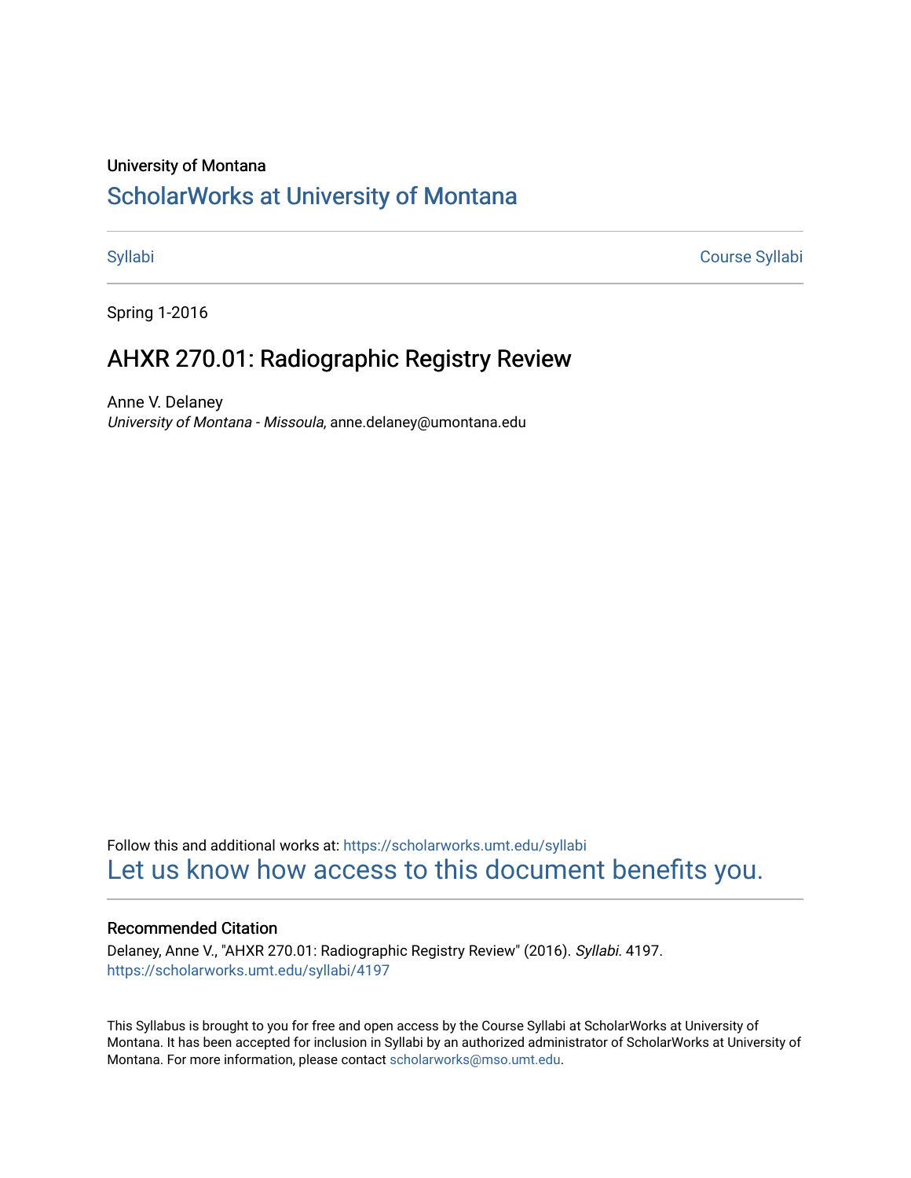University of Montana

# ScholarWorks at University of Montana

Syllabi | Course Syllabi

Spring 1-2016

## AHXR 270.01: Radiographic Registry Review

Anne V. Delaney
*University of Montana - Missoula*, anne.delaney@umontana.edu

Follow this and additional works at: https://scholarworks.umt.edu/syllabi
Let us know how access to this document benefits you.

### Recommended Citation

Delaney, Anne V., "AHXR 270.01: Radiographic Registry Review" (2016). *Syllabi*. 4197.
https://scholarworks.umt.edu/syllabi/4197

This Syllabus is brought to you for free and open access by the Course Syllabi at ScholarWorks at University of Montana. It has been accepted for inclusion in Syllabi by an authorized administrator of ScholarWorks at University of Montana. For more information, please contact scholarworks@mso.umt.edu.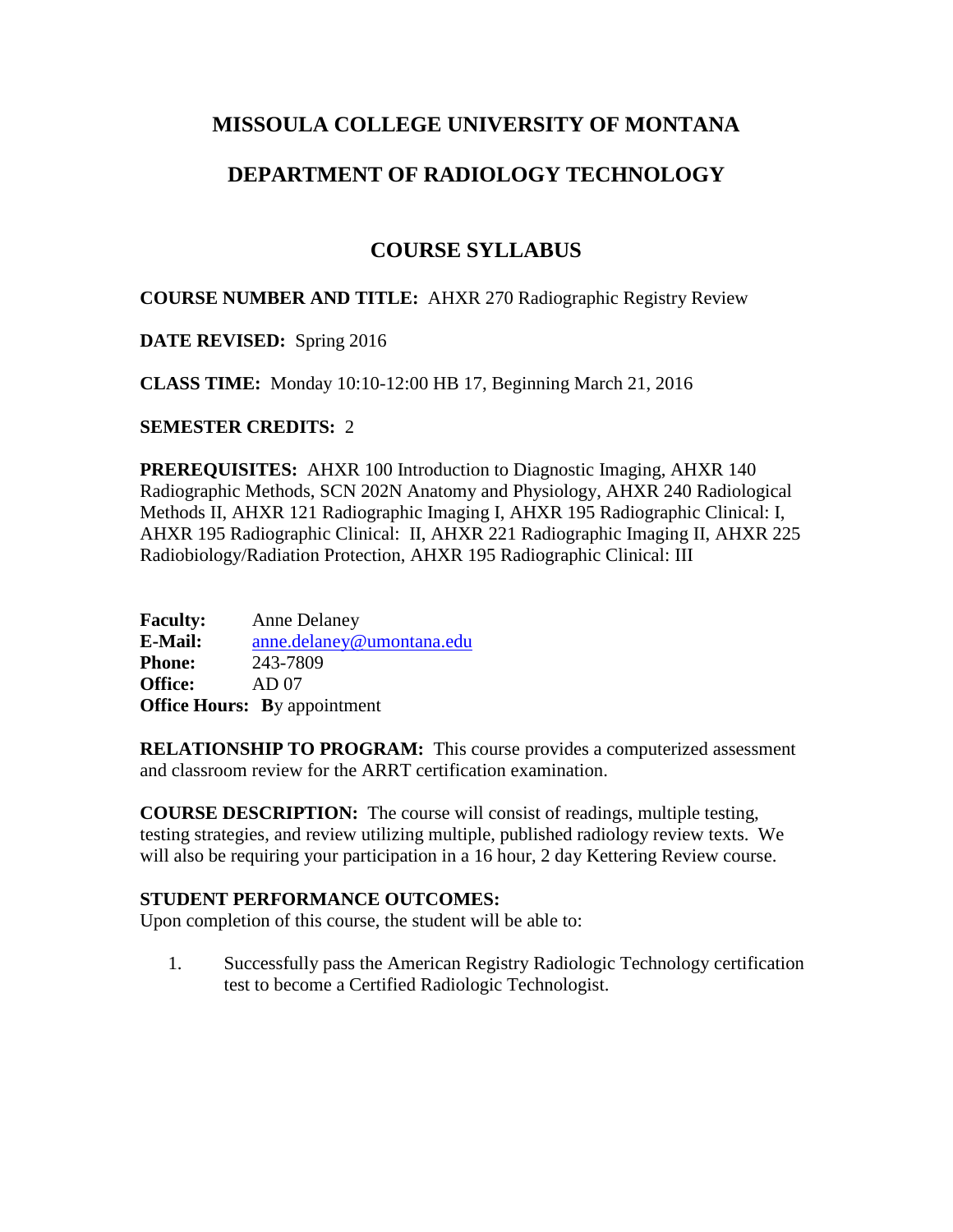# MISSOULA COLLEGE UNIVERSITY OF MONTANA

## DEPARTMENT OF RADIOLOGY TECHNOLOGY

## COURSE SYLLABUS

**COURSE NUMBER AND TITLE:** AHXR 270 Radiographic Registry Review

**DATE REVISED:** Spring 2016

**CLASS TIME:** Monday 10:10-12:00 HB 17, Beginning March 21, 2016

**SEMESTER CREDITS:** 2

**PREREQUISITES:** AHXR 100 Introduction to Diagnostic Imaging, AHXR 140 Radiographic Methods, SCN 202N Anatomy and Physiology, AHXR 240 Radiological Methods II, AHXR 121 Radiographic Imaging I, AHXR 195 Radiographic Clinical: I, AHXR 195 Radiographic Clinical: II, AHXR 221 Radiographic Imaging II, AHXR 225 Radiobiology/Radiation Protection, AHXR 195 Radiographic Clinical: III

**Faculty:** Anne Delaney
**E-Mail:** anne.delaney@umontana.edu
**Phone:** 243-7809
**Office:** AD 07
**Office Hours:** **B**y appointment

**RELATIONSHIP TO PROGRAM:** This course provides a computerized assessment and classroom review for the ARRT certification examination.

**COURSE DESCRIPTION:** The course will consist of readings, multiple testing, testing strategies, and review utilizing multiple, published radiology review texts. We will also be requiring your participation in a 16 hour, 2 day Kettering Review course.

**STUDENT PERFORMANCE OUTCOMES:**
Upon completion of this course, the student will be able to:

1. Successfully pass the American Registry Radiologic Technology certification test to become a Certified Radiologic Technologist.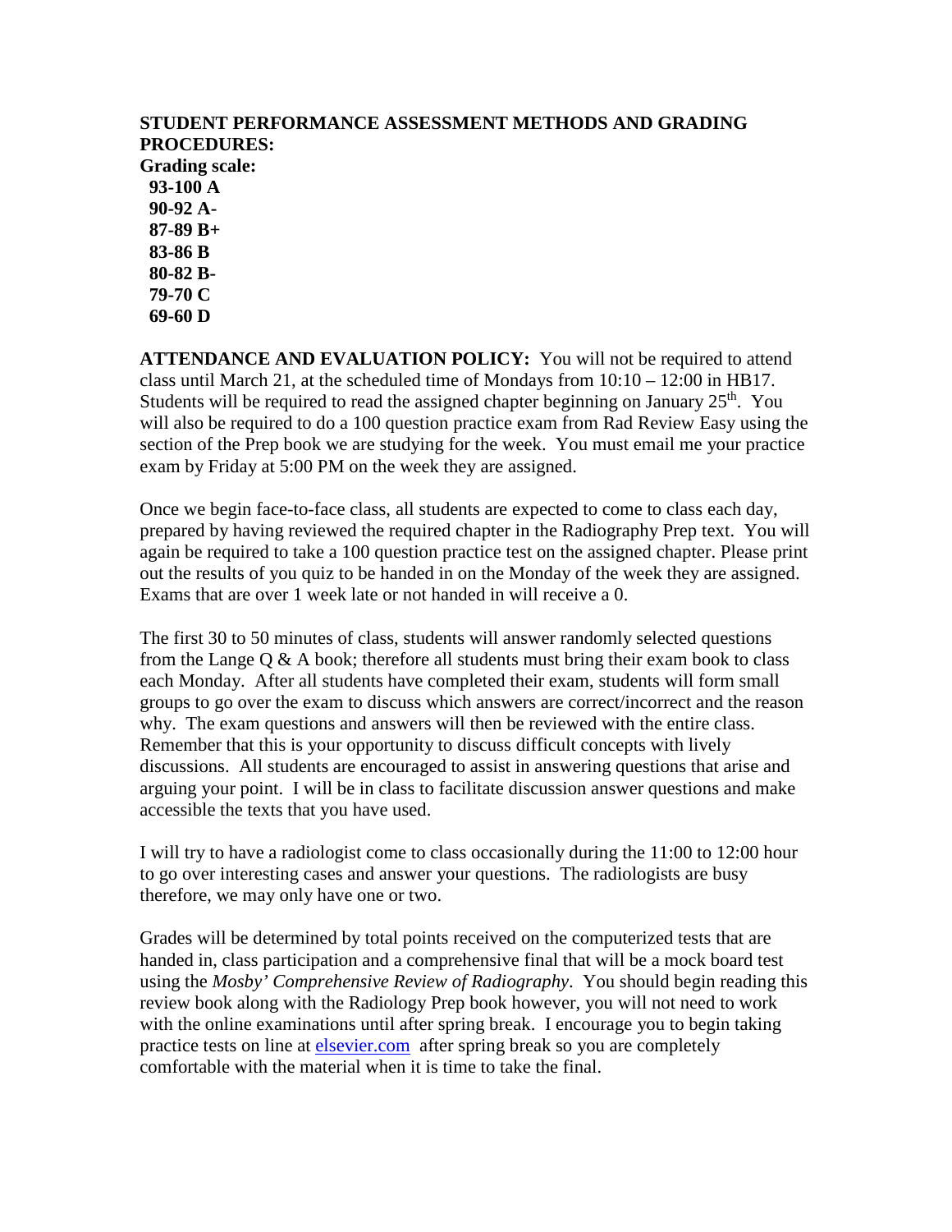**STUDENT PERFORMANCE ASSESSMENT METHODS AND GRADING PROCEDURES:**

**Grading scale:**

**93-100 A**
**90-92 A-**
**87-89 B+**
**83-86 B**
**80-82 B-**
**79-70 C**
**69-60 D**

**ATTENDANCE AND EVALUATION POLICY:** You will not be required to attend class until March 21, at the scheduled time of Mondays from 10:10 – 12:00 in HB17. Students will be required to read the assigned chapter beginning on January 25th. You will also be required to do a 100 question practice exam from Rad Review Easy using the section of the Prep book we are studying for the week. You must email me your practice exam by Friday at 5:00 PM on the week they are assigned.

Once we begin face-to-face class, all students are expected to come to class each day, prepared by having reviewed the required chapter in the Radiography Prep text. You will again be required to take a 100 question practice test on the assigned chapter. Please print out the results of you quiz to be handed in on the Monday of the week they are assigned. Exams that are over 1 week late or not handed in will receive a 0.

The first 30 to 50 minutes of class, students will answer randomly selected questions from the Lange Q & A book; therefore all students must bring their exam book to class each Monday. After all students have completed their exam, students will form small groups to go over the exam to discuss which answers are correct/incorrect and the reason why. The exam questions and answers will then be reviewed with the entire class. Remember that this is your opportunity to discuss difficult concepts with lively discussions. All students are encouraged to assist in answering questions that arise and arguing your point. I will be in class to facilitate discussion answer questions and make accessible the texts that you have used.

I will try to have a radiologist come to class occasionally during the 11:00 to 12:00 hour to go over interesting cases and answer your questions. The radiologists are busy therefore, we may only have one or two.

Grades will be determined by total points received on the computerized tests that are handed in, class participation and a comprehensive final that will be a mock board test using the *Mosby' Comprehensive Review of Radiography*. You should begin reading this review book along with the Radiology Prep book however, you will not need to work with the online examinations until after spring break. I encourage you to begin taking practice tests on line at elsevier.com after spring break so you are completely comfortable with the material when it is time to take the final.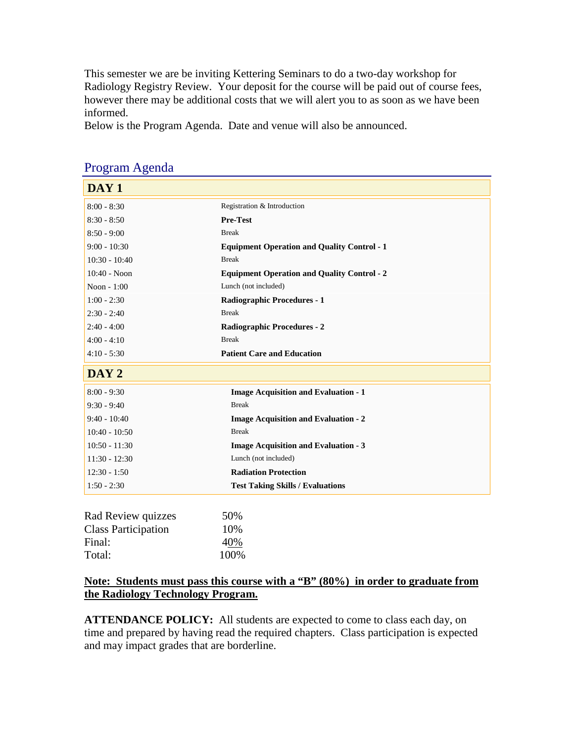This semester we are be inviting Kettering Seminars to do a two-day workshop for Radiology Registry Review. Your deposit for the course will be paid out of course fees, however there may be additional costs that we will alert you to as soon as we have been informed.

Below is the Program Agenda. Date and venue will also be announced.

## Program Agenda

### DAY 1

| Time | Session |
|---|---|
| 8:00 - 8:30 | Registration & Introduction |
| 8:30 - 8:50 | **Pre-Test** |
| 8:50 - 9:00 | Break |
| 9:00 - 10:30 | **Equipment Operation and Quality Control - 1** |
| 10:30 - 10:40 | Break |
| 10:40 - Noon | **Equipment Operation and Quality Control - 2** |
| Noon - 1:00 | Lunch (not included) |
| 1:00 - 2:30 | **Radiographic Procedures - 1** |
| 2:30 - 2:40 | Break |
| 2:40 - 4:00 | **Radiographic Procedures - 2** |
| 4:00 - 4:10 | Break |
| 4:10 - 5:30 | **Patient Care and Education** |

### DAY 2

| Time | Session |
|---|---|
| 8:00 - 9:30 | **Image Acquisition and Evaluation - 1** |
| 9:30 - 9:40 | Break |
| 9:40 - 10:40 | **Image Acquisition and Evaluation - 2** |
| 10:40 - 10:50 | Break |
| 10:50 - 11:30 | **Image Acquisition and Evaluation - 3** |
| 11:30 - 12:30 | Lunch (not included) |
| 12:30 - 1:50 | **Radiation Protection** |
| 1:50 - 2:30 | **Test Taking Skills / Evaluations** |

| | |
|---|---|
| Rad Review quizzes | 50% |
| Class Participation | 10% |
| Final: | 40% |
| Total: | 100% |

**Note: Students must pass this course with a "B" (80%) in order to graduate from the Radiology Technology Program.**

**ATTENDANCE POLICY:** All students are expected to come to class each day, on time and prepared by having read the required chapters. Class participation is expected and may impact grades that are borderline.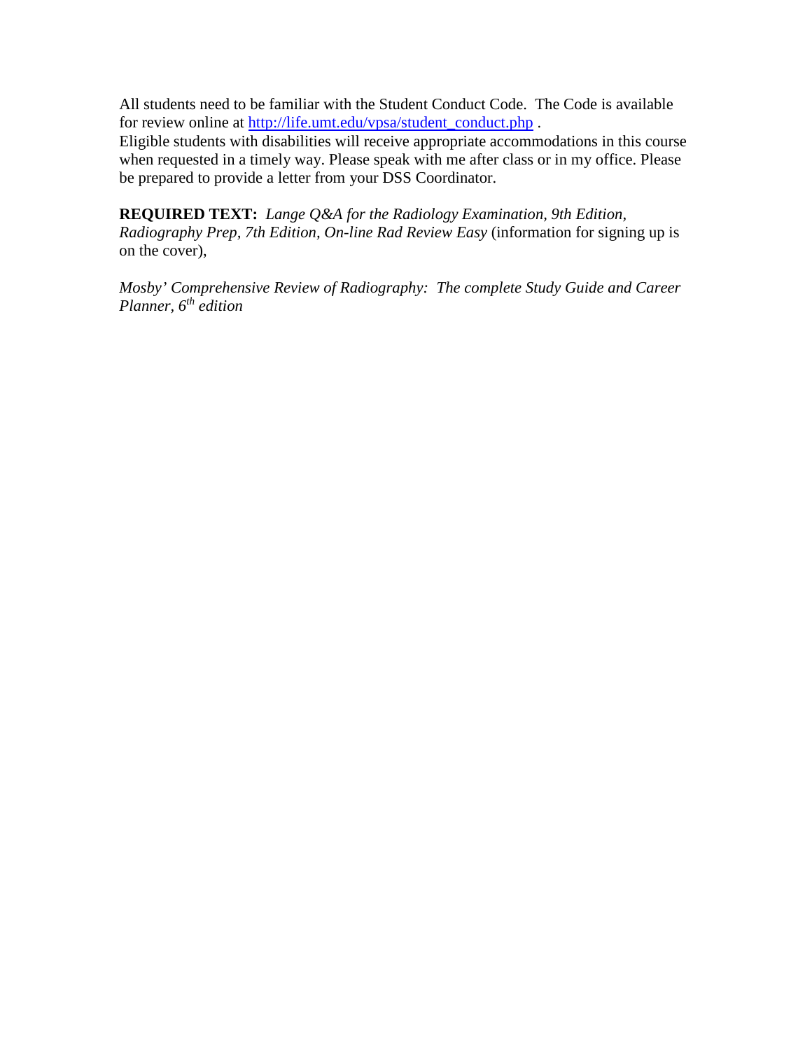All students need to be familiar with the Student Conduct Code. The Code is available for review online at http://life.umt.edu/vpsa/student_conduct.php .
Eligible students with disabilities will receive appropriate accommodations in this course when requested in a timely way. Please speak with me after class or in my office. Please be prepared to provide a letter from your DSS Coordinator.

**REQUIRED TEXT:** *Lange Q&A for the Radiology Examination, 9th Edition, Radiography Prep, 7th Edition, On-line Rad Review Easy* (information for signing up is on the cover),

*Mosby' Comprehensive Review of Radiography: The complete Study Guide and Career Planner, 6th edition*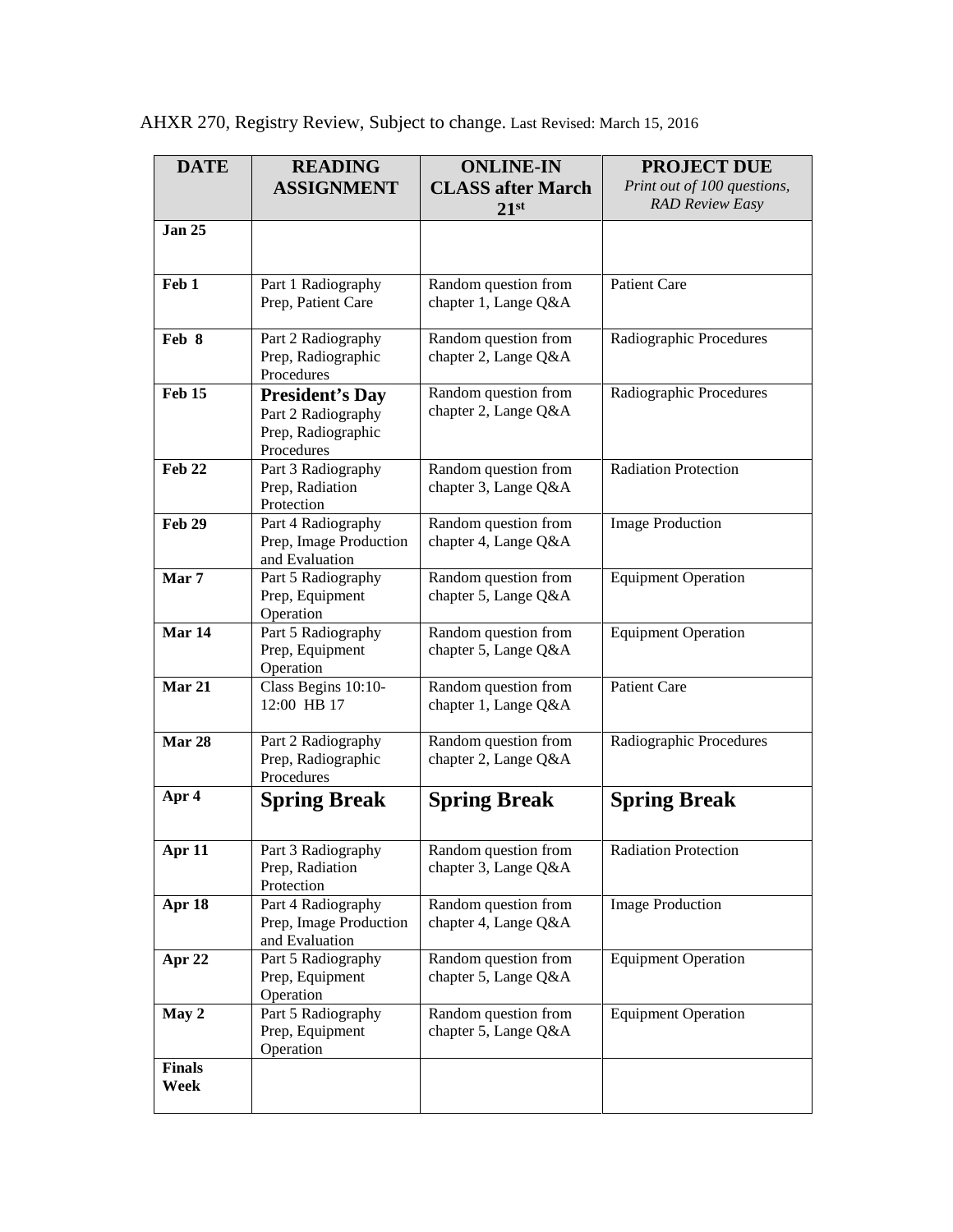AHXR 270, Registry Review, Subject to change. Last Revised: March 15, 2016

| DATE | READING ASSIGNMENT | ONLINE-IN CLASS after March 21st | PROJECT DUE *Print out of 100 questions, RAD Review Easy* |
|---|---|---|---|
| **Jan 25** | | | |
| **Feb 1** | Part 1 Radiography Prep, Patient Care | Random question from chapter 1, Lange Q&A | Patient Care |
| **Feb 8** | Part 2 Radiography Prep, Radiographic Procedures | Random question from chapter 2, Lange Q&A | Radiographic Procedures |
| **Feb 15** | **President's Day** Part 2 Radiography Prep, Radiographic Procedures | Random question from chapter 2, Lange Q&A | Radiographic Procedures |
| **Feb 22** | Part 3 Radiography Prep, Radiation Protection | Random question from chapter 3, Lange Q&A | Radiation Protection |
| **Feb 29** | Part 4 Radiography Prep, Image Production and Evaluation | Random question from chapter 4, Lange Q&A | Image Production |
| **Mar 7** | Part 5 Radiography Prep, Equipment Operation | Random question from chapter 5, Lange Q&A | Equipment Operation |
| **Mar 14** | Part 5 Radiography Prep, Equipment Operation | Random question from chapter 5, Lange Q&A | Equipment Operation |
| **Mar 21** | Class Begins 10:10-12:00 HB 17 | Random question from chapter 1, Lange Q&A | Patient Care |
| **Mar 28** | Part 2 Radiography Prep, Radiographic Procedures | Random question from chapter 2, Lange Q&A | Radiographic Procedures |
| **Apr 4** | **Spring Break** | **Spring Break** | **Spring Break** |
| **Apr 11** | Part 3 Radiography Prep, Radiation Protection | Random question from chapter 3, Lange Q&A | Radiation Protection |
| **Apr 18** | Part 4 Radiography Prep, Image Production and Evaluation | Random question from chapter 4, Lange Q&A | Image Production |
| **Apr 22** | Part 5 Radiography Prep, Equipment Operation | Random question from chapter 5, Lange Q&A | Equipment Operation |
| **May 2** | Part 5 Radiography Prep, Equipment Operation | Random question from chapter 5, Lange Q&A | Equipment Operation |
| **Finals Week** | | | |